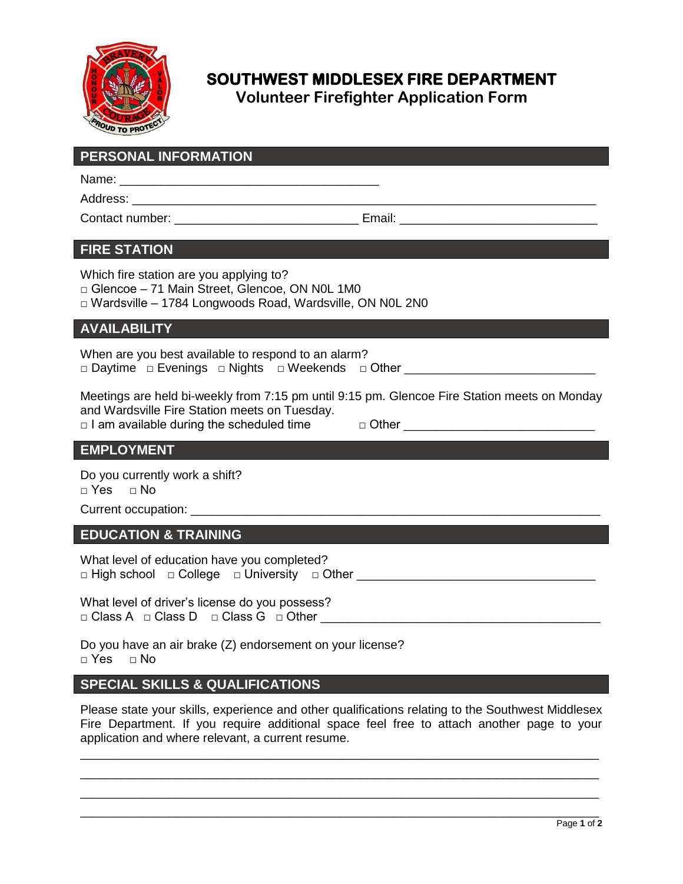# SOUTHWEST MIDDLESEX FIRE DEPARTMENT

## Volunteer Firefighter Application Form

## PERSONAL INFORMATION

Name: ______________________________________

Address: ______________________________________________________________________

Contact number: ___________________________ Email: ______________________________

## FIRE STATION

Which fire station are you applying to?

□ Glencoe – 71 Main Street, Glencoe, ON N0L 1M0

□ Wardsville – 1784 Longwoods Road, Wardsville, ON N0L 2N0

## AVAILABILITY

When are you best available to respond to an alarm?

□ Daytime □ Evenings □ Nights □ Weekends □ Other ____________________________

Meetings are held bi-weekly from 7:15 pm until 9:15 pm. Glencoe Fire Station meets on Monday and Wardsville Fire Station meets on Tuesday.

□ I am available during the scheduled time □ Other ____________________________

## EMPLOYMENT

Do you currently work a shift?

□ Yes □ No

Current occupation: ____________________________________________________________

## EDUCATION & TRAINING

What level of education have you completed?

□ High school □ College □ University □ Other ___________________________________

What level of driver's license do you possess?

□ Class A □ Class D □ Class G □ Other ________________________________________

Do you have an air brake (Z) endorsement on your license?

□ Yes □ No

## SPECIAL SKILLS & QUALIFICATIONS

Please state your skills, experience and other qualifications relating to the Southwest Middlesex Fire Department. If you require additional space feel free to attach another page to your application and where relevant, a current resume.

___________________________________________________________________________

___________________________________________________________________________

___________________________________________________________________________

___________________________________________________________________________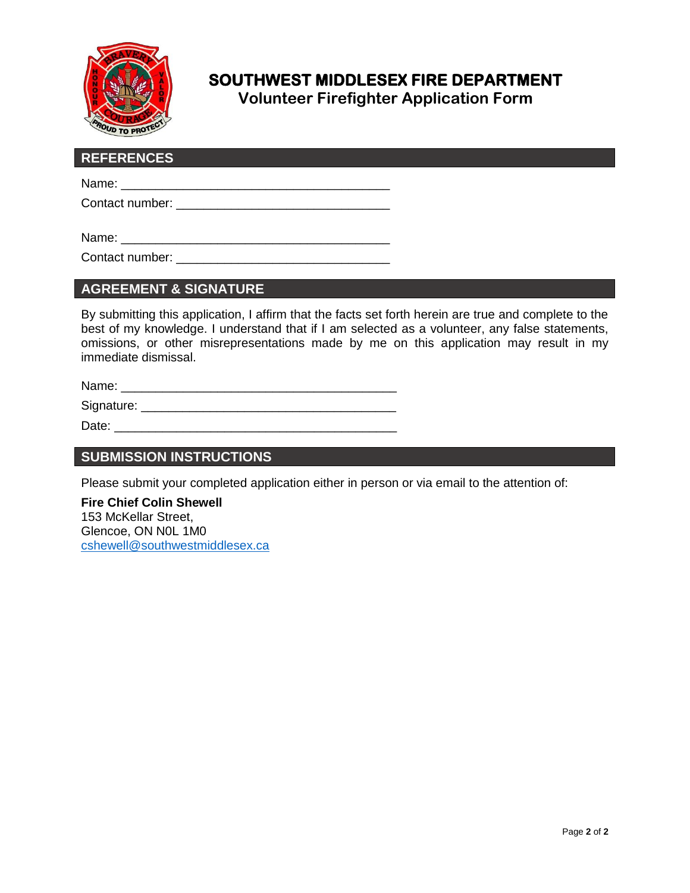# SOUTHWEST MIDDLESEX FIRE DEPARTMENT
## Volunteer Firefighter Application Form

## REFERENCES

Name: ________________________________________

Contact number: ________________________________

Name: ________________________________________

Contact number: ________________________________

## AGREEMENT & SIGNATURE

By submitting this application, I affirm that the facts set forth herein are true and complete to the best of my knowledge. I understand that if I am selected as a volunteer, any false statements, omissions, or other misrepresentations made by me on this application may result in my immediate dismissal.

Name: __________________________________________

Signature: ______________________________________

Date: ___________________________________________

## SUBMISSION INSTRUCTIONS

Please submit your completed application either in person or via email to the attention of:

**Fire Chief Colin Shewell**
153 McKellar Street,
Glencoe, ON N0L 1M0
cshewell@southwestmiddlesex.ca